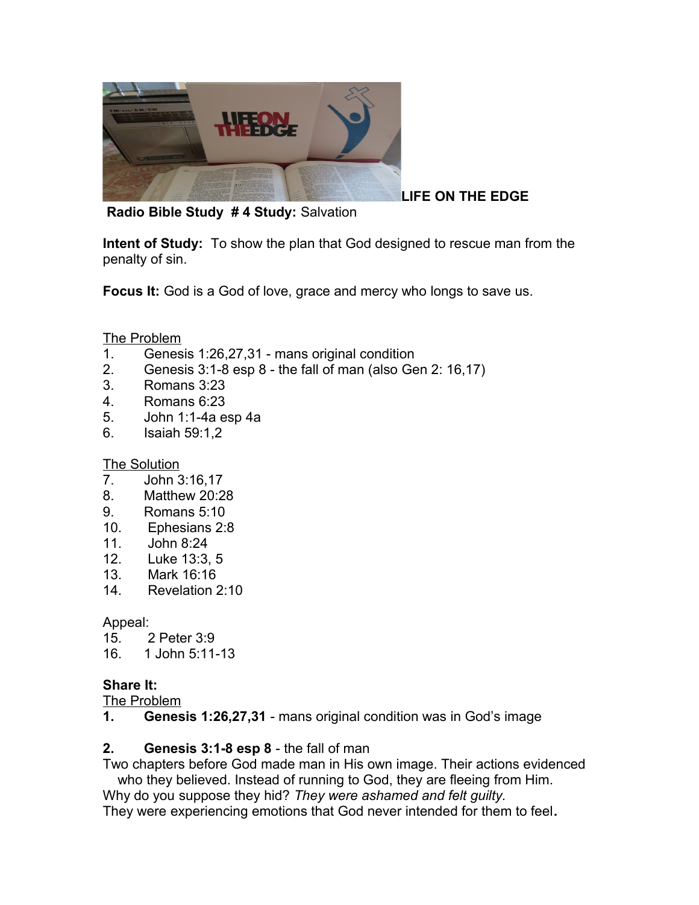**LIFE ON THE EDGE**

**Radio Bible Study # 4 Study:** Salvation

**Intent of Study:** To show the plan that God designed to rescue man from the penalty of sin.

**Focus It:** God is a God of love, grace and mercy who longs to save us.

The Problem

1. Genesis 1:26,27,31 - mans original condition
2. Genesis 3:1-8 esp 8 - the fall of man (also Gen 2: 16,17)
3. Romans 3:23
4. Romans 6:23
5. John 1:1-4a esp 4a
6. Isaiah 59:1,2

The Solution

7. John 3:16,17
8. Matthew 20:28
9. Romans 5:10
10. Ephesians 2:8
11. John 8:24
12. Luke 13:3, 5
13. Mark 16:16
14. Revelation 2:10

Appeal:

15. 2 Peter 3:9
16. 1 John 5:11-13

**Share It:**

The Problem

**1. Genesis 1:26,27,31** - mans original condition was in God's image

**2. Genesis 3:1-8 esp 8** - the fall of man

Two chapters before God made man in His own image. Their actions evidenced who they believed. Instead of running to God, they are fleeing from Him.

Why do you suppose they hid? *They were ashamed and felt guilty.*

They were experiencing emotions that God never intended for them to feel**.**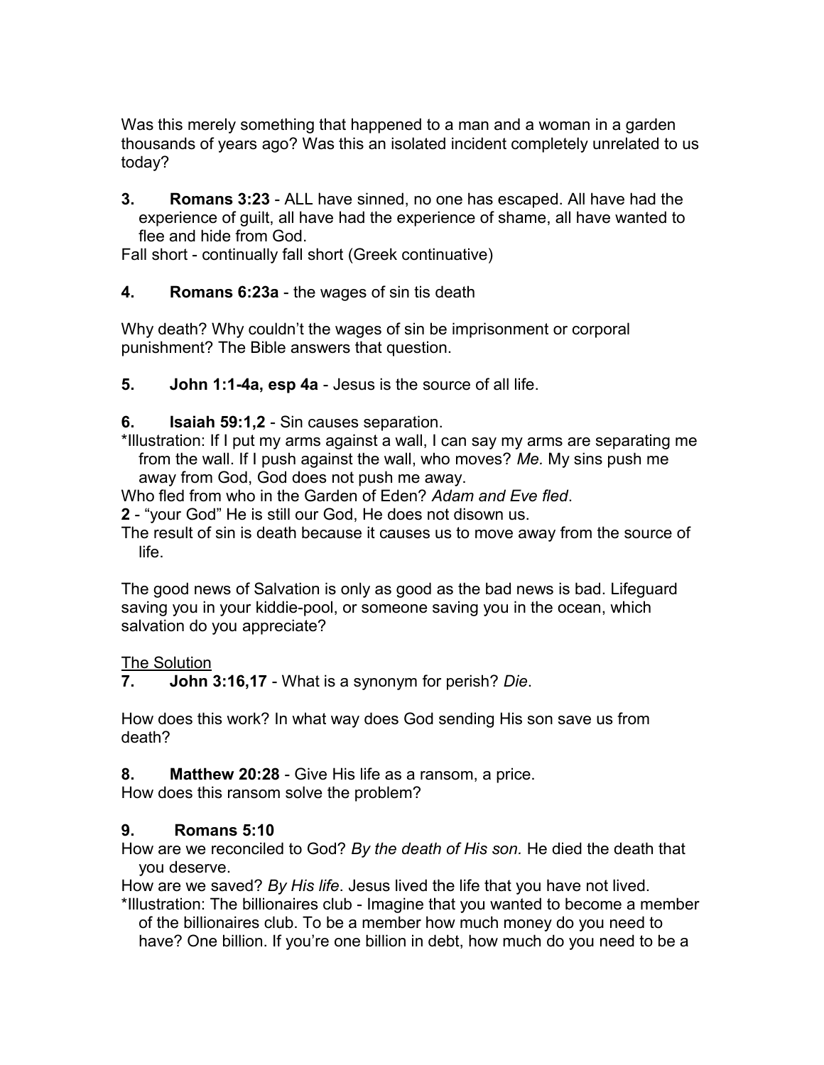Was this merely something that happened to a man and a woman in a garden thousands of years ago? Was this an isolated incident completely unrelated to us today?

**3. Romans 3:23** - ALL have sinned, no one has escaped. All have had the experience of guilt, all have had the experience of shame, all have wanted to flee and hide from God.

Fall short - continually fall short (Greek continuative)

**4. Romans 6:23a** - the wages of sin tis death

Why death? Why couldn't the wages of sin be imprisonment or corporal punishment? The Bible answers that question.

**5. John 1:1-4a, esp 4a** - Jesus is the source of all life.

**6. Isaiah 59:1,2** - Sin causes separation.

*Illustration: If I put my arms against a wall, I can say my arms are separating me from the wall. If I push against the wall, who moves? *Me.* My sins push me away from God, God does not push me away.

Who fled from who in the Garden of Eden? *Adam and Eve fled*.

**2** - "your God" He is still our God, He does not disown us.

The result of sin is death because it causes us to move away from the source of life.

The good news of Salvation is only as good as the bad news is bad. Lifeguard saving you in your kiddie-pool, or someone saving you in the ocean, which salvation do you appreciate?

<u>The Solution</u>

**7. John 3:16,17** - What is a synonym for perish? *Die*.

How does this work? In what way does God sending His son save us from death?

**8. Matthew 20:28** - Give His life as a ransom, a price.

How does this ransom solve the problem?

**9. Romans 5:10**

How are we reconciled to God? *By the death of His son.* He died the death that you deserve.

How are we saved? *By His life*. Jesus lived the life that you have not lived.

*Illustration: The billionaires club - Imagine that you wanted to become a member of the billionaires club. To be a member how much money do you need to have? One billion. If you're one billion in debt, how much do you need to be a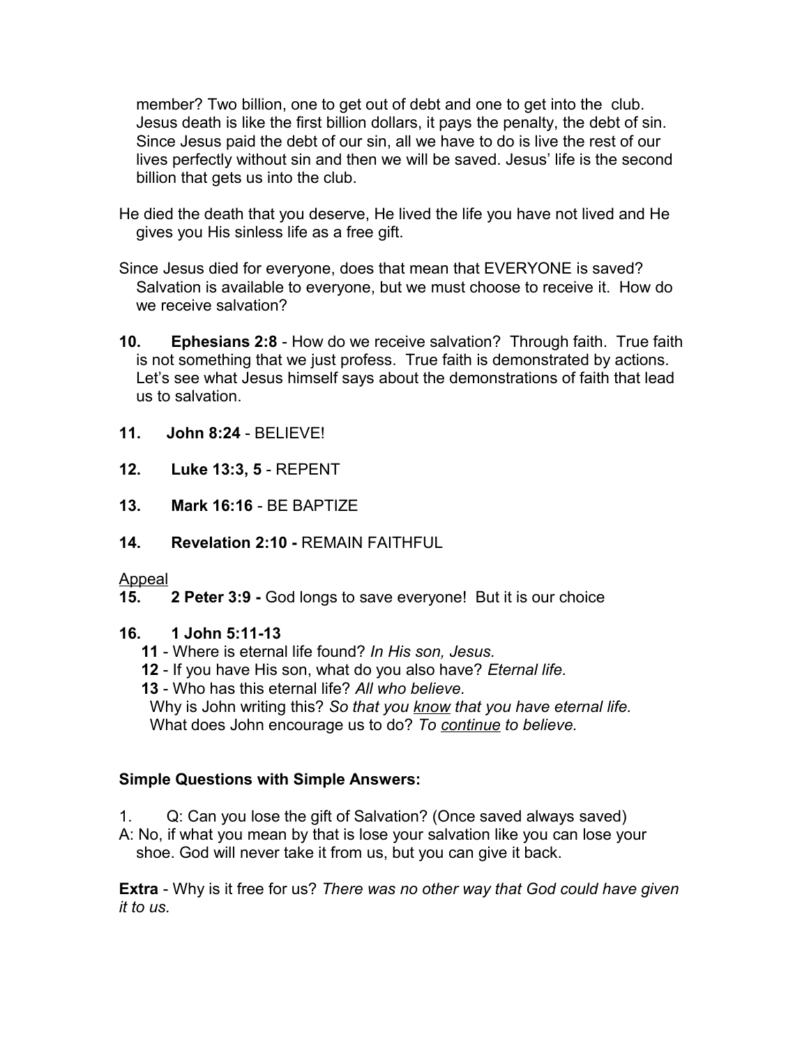member? Two billion, one to get out of debt and one to get into the club. Jesus death is like the first billion dollars, it pays the penalty, the debt of sin. Since Jesus paid the debt of our sin, all we have to do is live the rest of our lives perfectly without sin and then we will be saved. Jesus' life is the second billion that gets us into the club.

He died the death that you deserve, He lived the life you have not lived and He gives you His sinless life as a free gift.

Since Jesus died for everyone, does that mean that EVERYONE is saved? Salvation is available to everyone, but we must choose to receive it. How do we receive salvation?

**10. Ephesians 2:8** - How do we receive salvation? Through faith. True faith is not something that we just profess. True faith is demonstrated by actions. Let's see what Jesus himself says about the demonstrations of faith that lead us to salvation.

**11. John 8:24** - BELIEVE!

**12. Luke 13:3, 5** - REPENT

**13. Mark 16:16** - BE BAPTIZE

**14. Revelation 2:10 -** REMAIN FAITHFUL

<u>Appeal</u>

**15. 2 Peter 3:9 -** God longs to save everyone! But it is our choice

**16. 1 John 5:11-13**

**11** - Where is eternal life found? *In His son, Jesus.*
**12** - If you have His son, what do you also have? *Eternal life.*
**13** - Who has this eternal life? *All who believe.*
Why is John writing this? *So that you <u>know</u> that you have eternal life.*
What does John encourage us to do? *To <u>continue</u> to believe.*

**Simple Questions with Simple Answers:**

1. Q: Can you lose the gift of Salvation? (Once saved always saved)

A: No, if what you mean by that is lose your salvation like you can lose your shoe. God will never take it from us, but you can give it back.

**Extra** - Why is it free for us? *There was no other way that God could have given it to us.*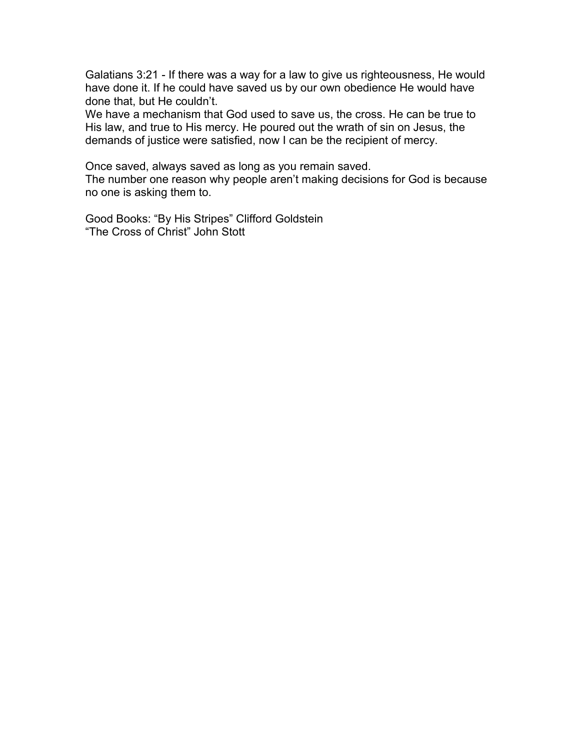Galatians 3:21 - If there was a way for a law to give us righteousness, He would have done it. If he could have saved us by our own obedience He would have done that, but He couldn't.
We have a mechanism that God used to save us, the cross. He can be true to His law, and true to His mercy. He poured out the wrath of sin on Jesus, the demands of justice were satisfied, now I can be the recipient of mercy.

Once saved, always saved as long as you remain saved.
The number one reason why people aren't making decisions for God is because no one is asking them to.

Good Books: "By His Stripes" Clifford Goldstein
"The Cross of Christ" John Stott